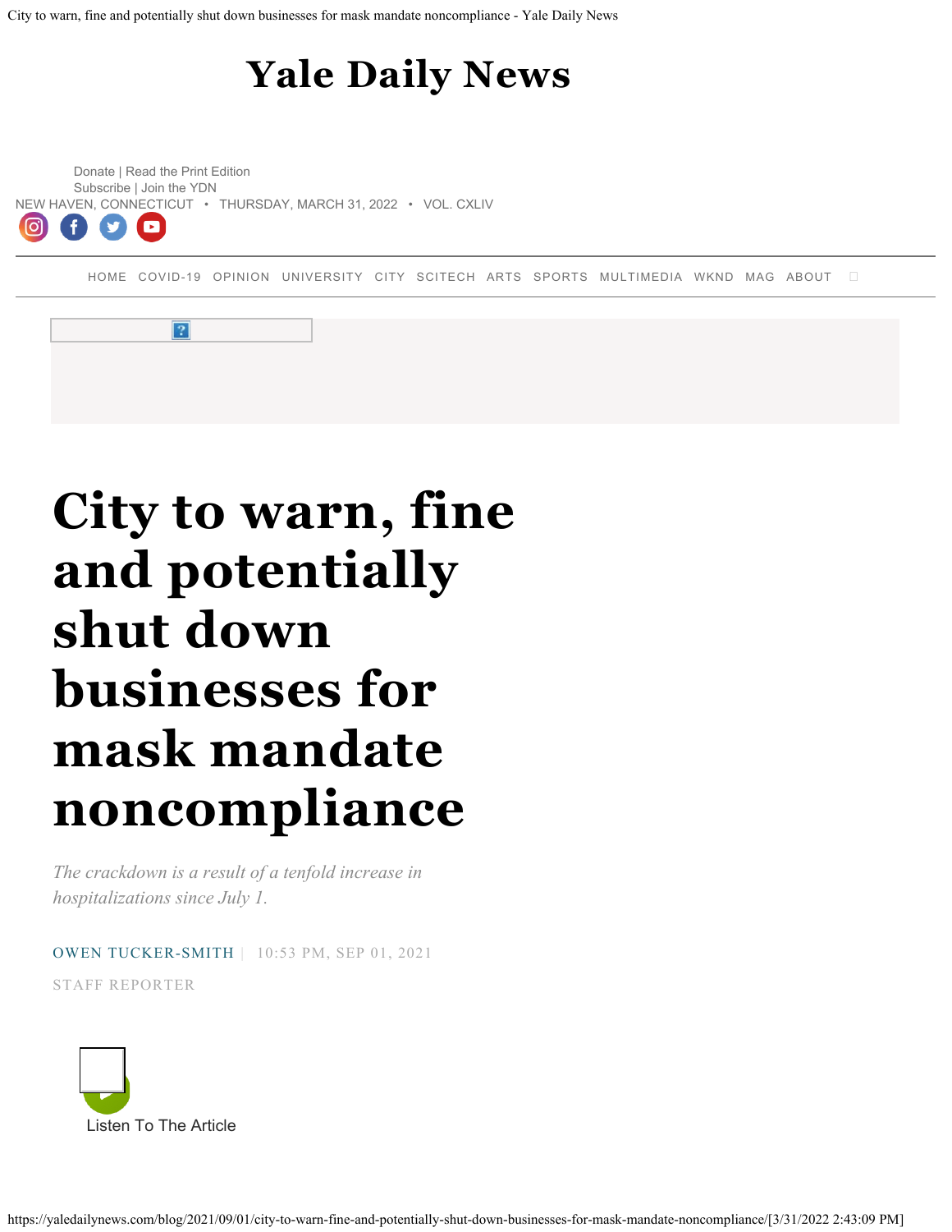# Yale Daily News

Donate | Read the Print Edition
Subscribe | Join the YDN

NEW HAVEN, CONNECTICUT • THURSDAY, MARCH 31, 2022 • VOL. CXLIV

HOME COVID-19 OPINION UNIVERSITY CITY SCITECH ARTS SPORTS MULTIMEDIA WKND MAG ABOUT

# City to warn, fine and potentially shut down businesses for mask mandate noncompliance

*The crackdown is a result of a tenfold increase in hospitalizations since July 1.*

OWEN TUCKER-SMITH | 10:53 PM, SEP 01, 2021

STAFF REPORTER

Listen To The Article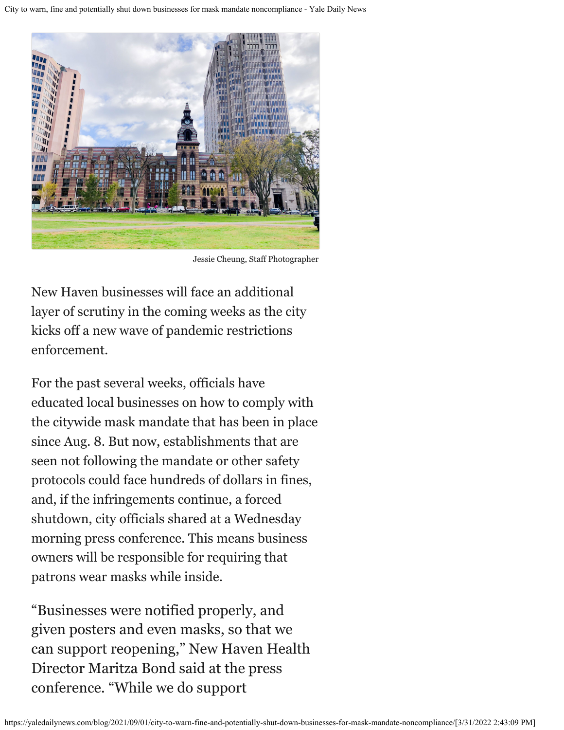Jessie Cheung, Staff Photographer

New Haven businesses will face an additional layer of scrutiny in the coming weeks as the city kicks off a new wave of pandemic restrictions enforcement.

For the past several weeks, officials have educated local businesses on how to comply with the citywide mask mandate that has been in place since Aug. 8. But now, establishments that are seen not following the mandate or other safety protocols could face hundreds of dollars in fines, and, if the infringements continue, a forced shutdown, city officials shared at a Wednesday morning press conference. This means business owners will be responsible for requiring that patrons wear masks while inside.

"Businesses were notified properly, and given posters and even masks, so that we can support reopening," New Haven Health Director Maritza Bond said at the press conference. "While we do support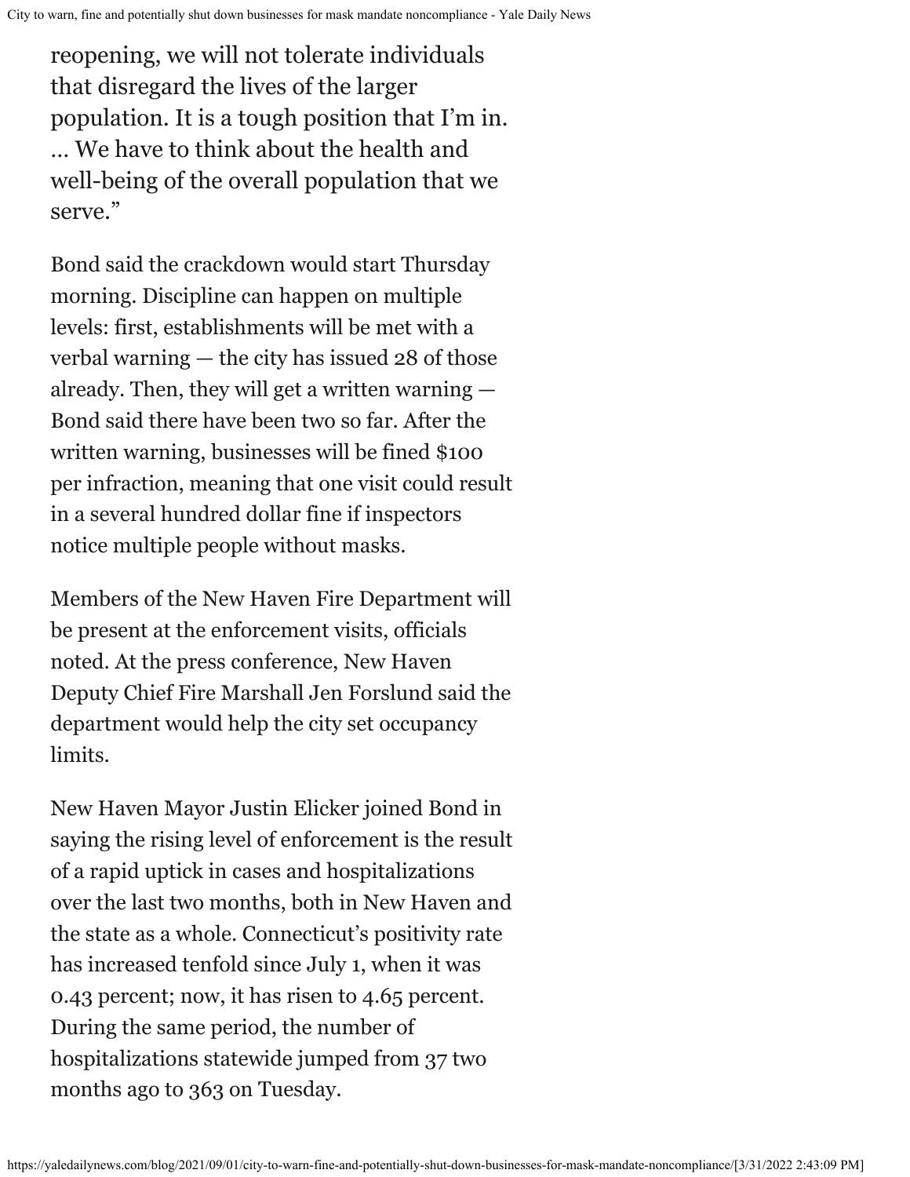reopening, we will not tolerate individuals that disregard the lives of the larger population. It is a tough position that I'm in. … We have to think about the health and well-being of the overall population that we serve."

Bond said the crackdown would start Thursday morning. Discipline can happen on multiple levels: first, establishments will be met with a verbal warning — the city has issued 28 of those already. Then, they will get a written warning — Bond said there have been two so far. After the written warning, businesses will be fined $100 per infraction, meaning that one visit could result in a several hundred dollar fine if inspectors notice multiple people without masks.

Members of the New Haven Fire Department will be present at the enforcement visits, officials noted. At the press conference, New Haven Deputy Chief Fire Marshall Jen Forslund said the department would help the city set occupancy limits.

New Haven Mayor Justin Elicker joined Bond in saying the rising level of enforcement is the result of a rapid uptick in cases and hospitalizations over the last two months, both in New Haven and the state as a whole. Connecticut's positivity rate has increased tenfold since July 1, when it was 0.43 percent; now, it has risen to 4.65 percent. During the same period, the number of hospitalizations statewide jumped from 37 two months ago to 363 on Tuesday.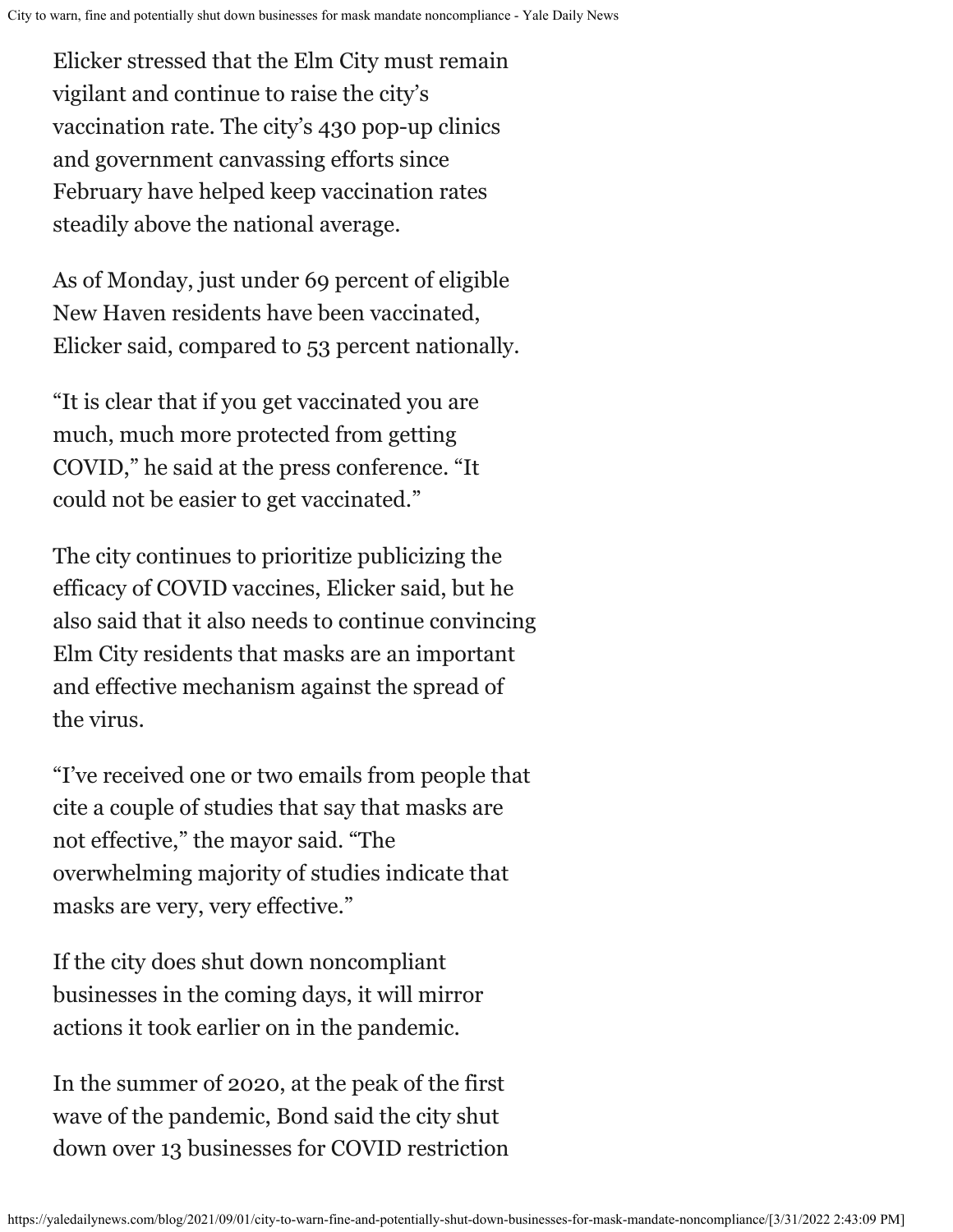Elicker stressed that the Elm City must remain vigilant and continue to raise the city's vaccination rate. The city's 430 pop-up clinics and government canvassing efforts since February have helped keep vaccination rates steadily above the national average.

As of Monday, just under 69 percent of eligible New Haven residents have been vaccinated, Elicker said, compared to 53 percent nationally.

"It is clear that if you get vaccinated you are much, much more protected from getting COVID," he said at the press conference. "It could not be easier to get vaccinated."

The city continues to prioritize publicizing the efficacy of COVID vaccines, Elicker said, but he also said that it also needs to continue convincing Elm City residents that masks are an important and effective mechanism against the spread of the virus.

"I've received one or two emails from people that cite a couple of studies that say that masks are not effective," the mayor said. "The overwhelming majority of studies indicate that masks are very, very effective."

If the city does shut down noncompliant businesses in the coming days, it will mirror actions it took earlier on in the pandemic.

In the summer of 2020, at the peak of the first wave of the pandemic, Bond said the city shut down over 13 businesses for COVID restriction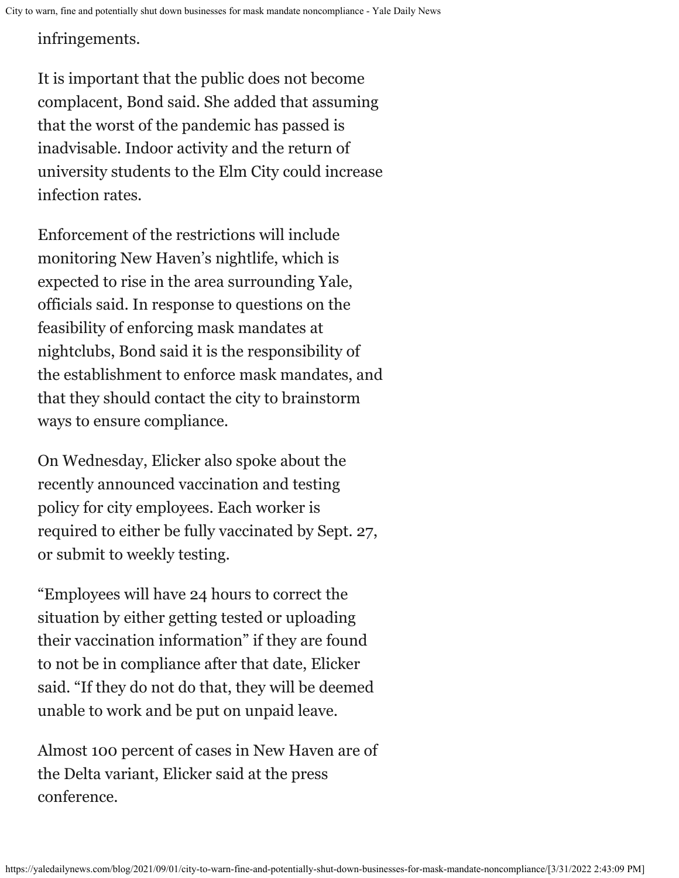infringements.

It is important that the public does not become complacent, Bond said. She added that assuming that the worst of the pandemic has passed is inadvisable. Indoor activity and the return of university students to the Elm City could increase infection rates.

Enforcement of the restrictions will include monitoring New Haven's nightlife, which is expected to rise in the area surrounding Yale, officials said. In response to questions on the feasibility of enforcing mask mandates at nightclubs, Bond said it is the responsibility of the establishment to enforce mask mandates, and that they should contact the city to brainstorm ways to ensure compliance.

On Wednesday, Elicker also spoke about the recently announced vaccination and testing policy for city employees. Each worker is required to either be fully vaccinated by Sept. 27, or submit to weekly testing.

"Employees will have 24 hours to correct the situation by either getting tested or uploading their vaccination information" if they are found to not be in compliance after that date, Elicker said. "If they do not do that, they will be deemed unable to work and be put on unpaid leave.

Almost 100 percent of cases in New Haven are of the Delta variant, Elicker said at the press conference.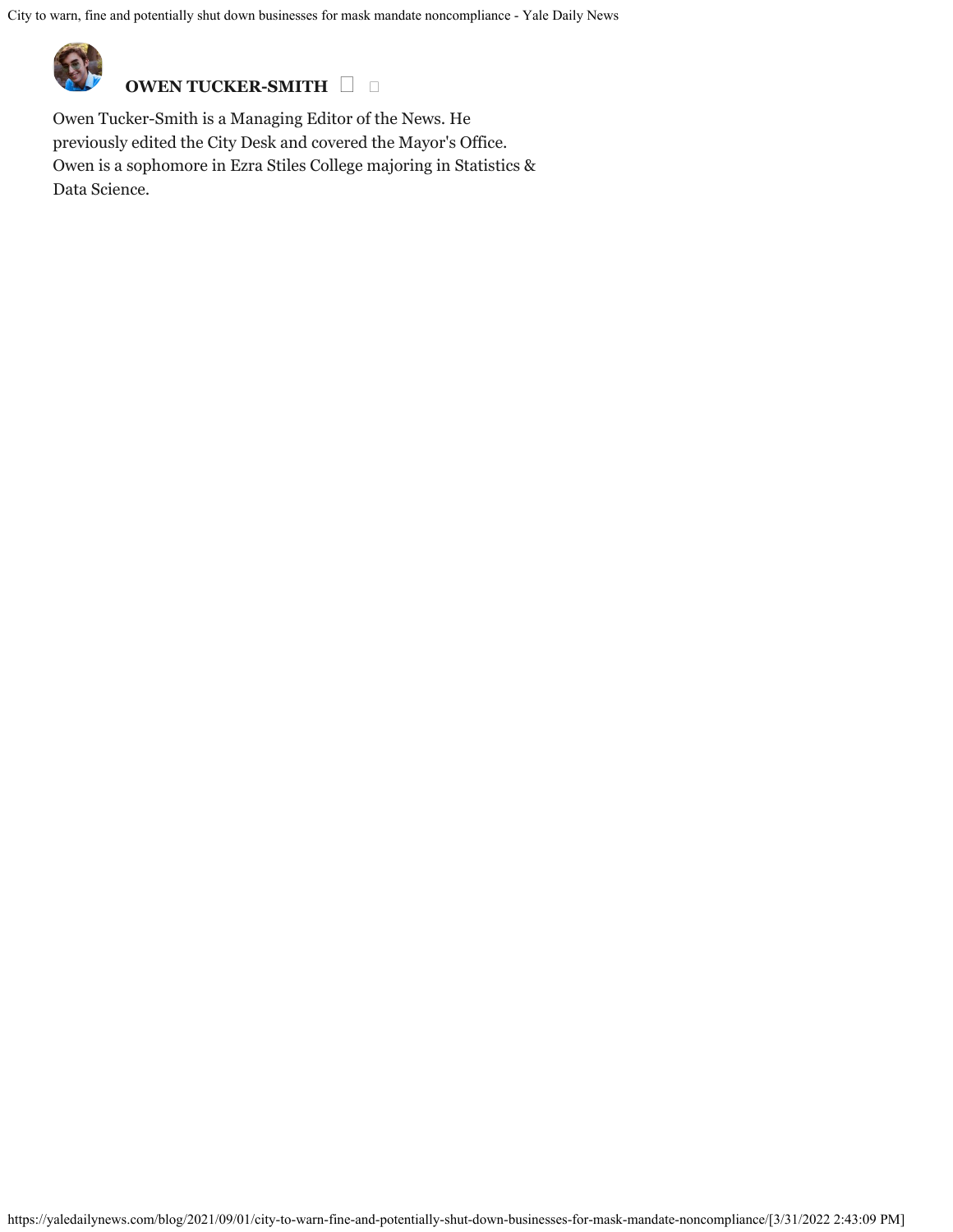**OWEN TUCKER-SMITH**

Owen Tucker-Smith is a Managing Editor of the News. He previously edited the City Desk and covered the Mayor's Office. Owen is a sophomore in Ezra Stiles College majoring in Statistics & Data Science.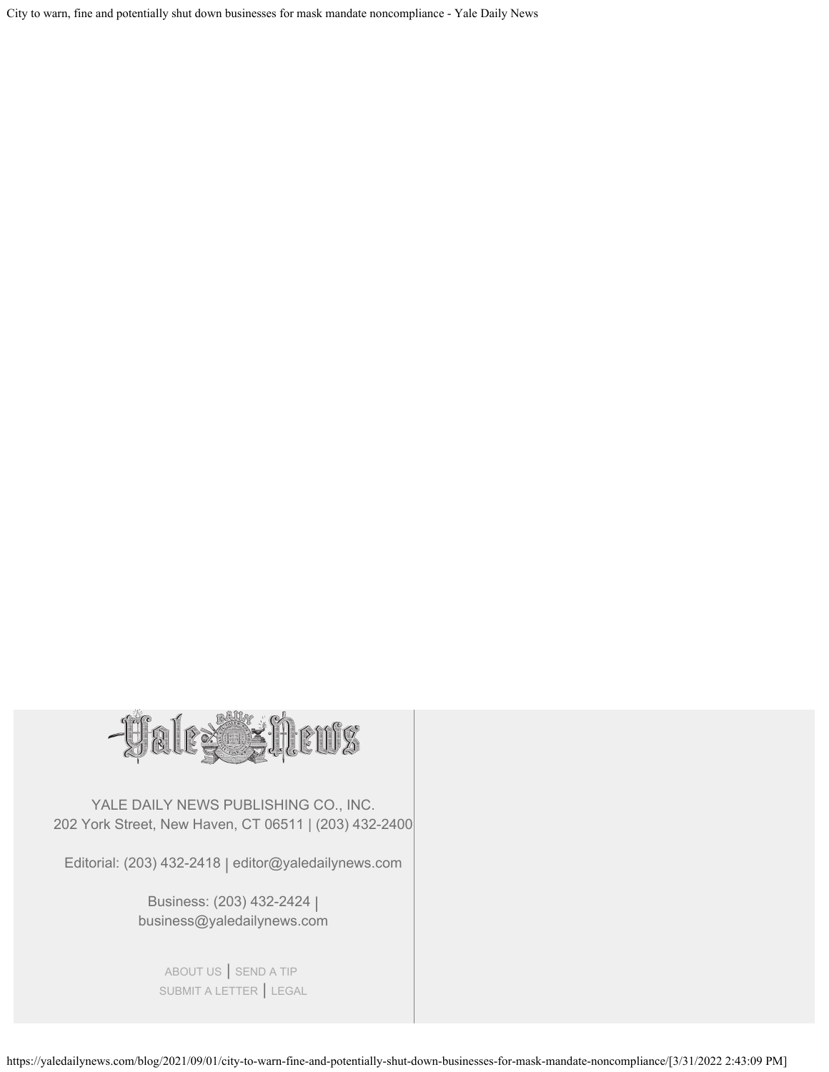YALE DAILY NEWS PUBLISHING CO., INC.
202 York Street, New Haven, CT 06511 | (203) 432-2400

Editorial: (203) 432-2418 | editor@yaledailynews.com

Business: (203) 432-2424 | business@yaledailynews.com

ABOUT US | SEND A TIP
SUBMIT A LETTER | LEGAL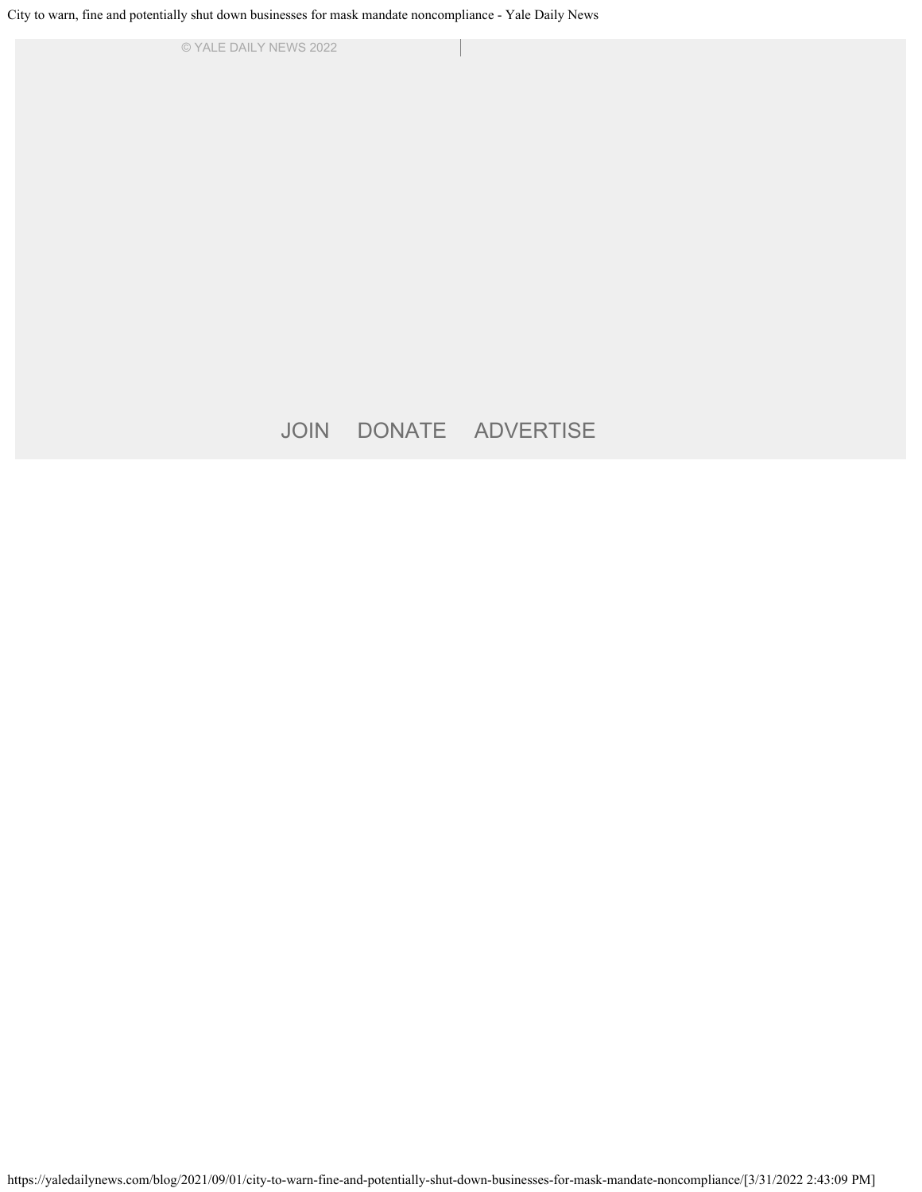© YALE DAILY NEWS 2022

JOIN DONATE ADVERTISE